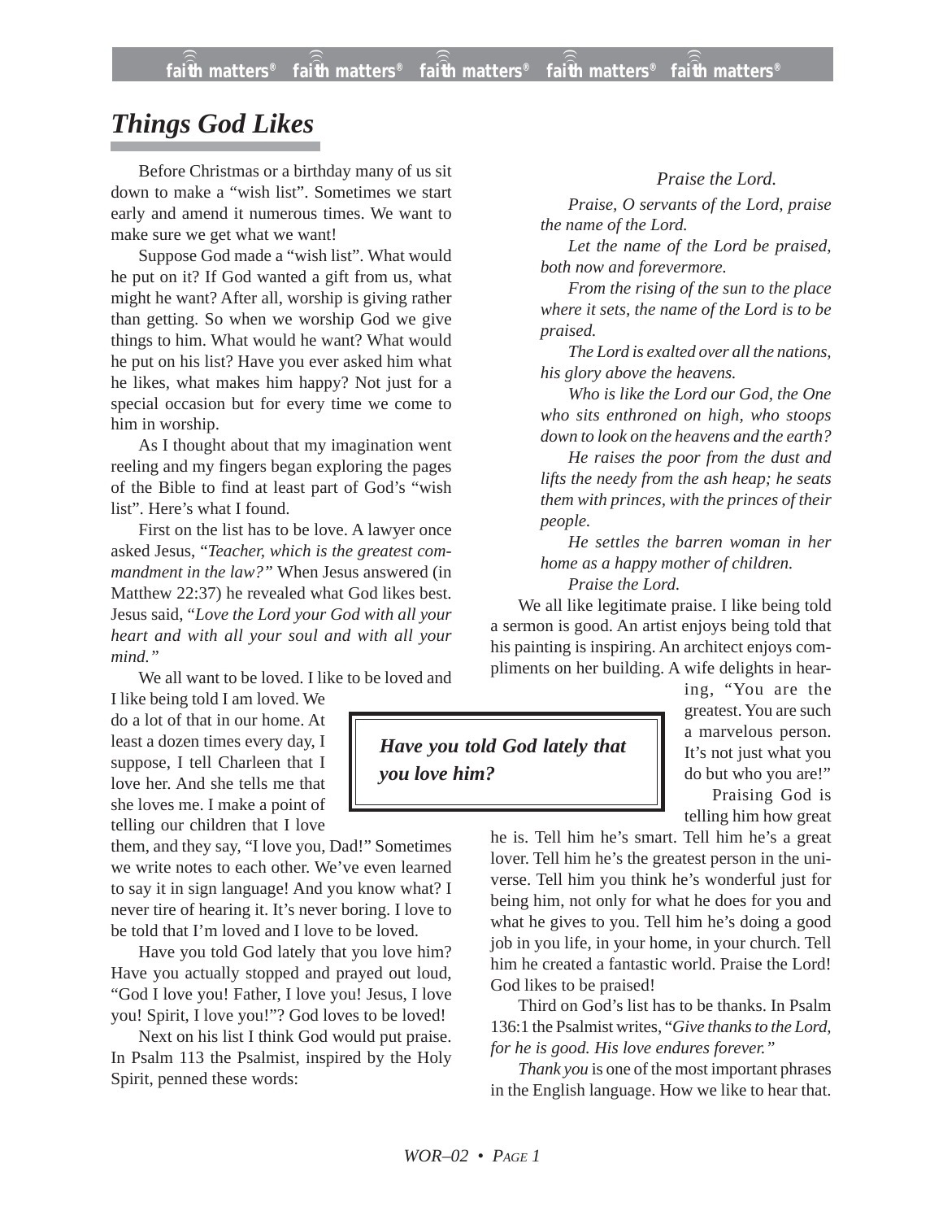# *Things God Likes*

Before Christmas or a birthday many of us sit down to make a “wish list”. Sometimes we start early and amend it numerous times. We want to make sure we get what we want!

Suppose God made a “wish list”. What would he put on it? If God wanted a gift from us, what might he want? After all, worship is giving rather than getting. So when we worship God we give things to him. What would he want? What would he put on his list? Have you ever asked him what he likes, what makes him happy? Not just for a special occasion but for every time we come to him in worship.

As I thought about that my imagination went reeling and my fingers began exploring the pages of the Bible to find at least part of God’s “wish list”. Here’s what I found.

First on the list has to be love. A lawyer once asked Jesus, “*Teacher, which is the greatest commandment in the law?”* When Jesus answered (in Matthew 22:37) he revealed what God likes best. Jesus said, “*Love the Lord your God with all your heart and with all your soul and with all your mind.”*

We all want to be loved. I like to be loved and I like being told I am loved. We do a lot of that in our home. At least a dozen times every day, I suppose, I tell Charleen that I love her. And she tells me that she loves me. I make a point of telling our children that I love them, and they say, “I love you, Dad!” Sometimes we write notes to each other. We’ve even learned to say it in sign language! And you know what? I never tire of hearing it. It’s never boring. I love to be told that I’m loved and I love to be loved.

> ***Have you told God lately that you love him?***

Have you told God lately that you love him? Have you actually stopped and prayed out loud, “God I love you! Father, I love you! Jesus, I love you! Spirit, I love you!”? God loves to be loved!

Next on his list I think God would put praise. In Psalm 113 the Psalmist, inspired by the Holy Spirit, penned these words:

*Praise the Lord.*

*Praise, O servants of the Lord, praise the name of the Lord.*

*Let the name of the Lord be praised, both now and forevermore.*

*From the rising of the sun to the place where it sets, the name of the Lord is to be praised.*

*The Lord is exalted over all the nations, his glory above the heavens.*

*Who is like the Lord our God, the One who sits enthroned on high, who stoops down to look on the heavens and the earth?*

*He raises the poor from the dust and lifts the needy from the ash heap; he seats them with princes, with the princes of their people.*

*He settles the barren woman in her home as a happy mother of children.*

*Praise the Lord.*

We all like legitimate praise. I like being told a sermon is good. An artist enjoys being told that his painting is inspiring. An architect enjoys compliments on her building. A wife delights in hearing, “You are the greatest. You are such a marvelous person. It’s not just what you do but who you are!”

Praising God is telling him how great he is. Tell him he’s smart. Tell him he’s a great lover. Tell him he’s the greatest person in the universe. Tell him you think he’s wonderful just for being him, not only for what he does for you and what he gives to you. Tell him he’s doing a good job in you life, in your home, in your church. Tell him he created a fantastic world. Praise the Lord! God likes to be praised!

Third on God’s list has to be thanks. In Psalm 136:1 the Psalmist writes, “*Give thanks to the Lord, for he is good. His love endures forever.”*

*Thank you* is one of the most important phrases in the English language. How we like to hear that.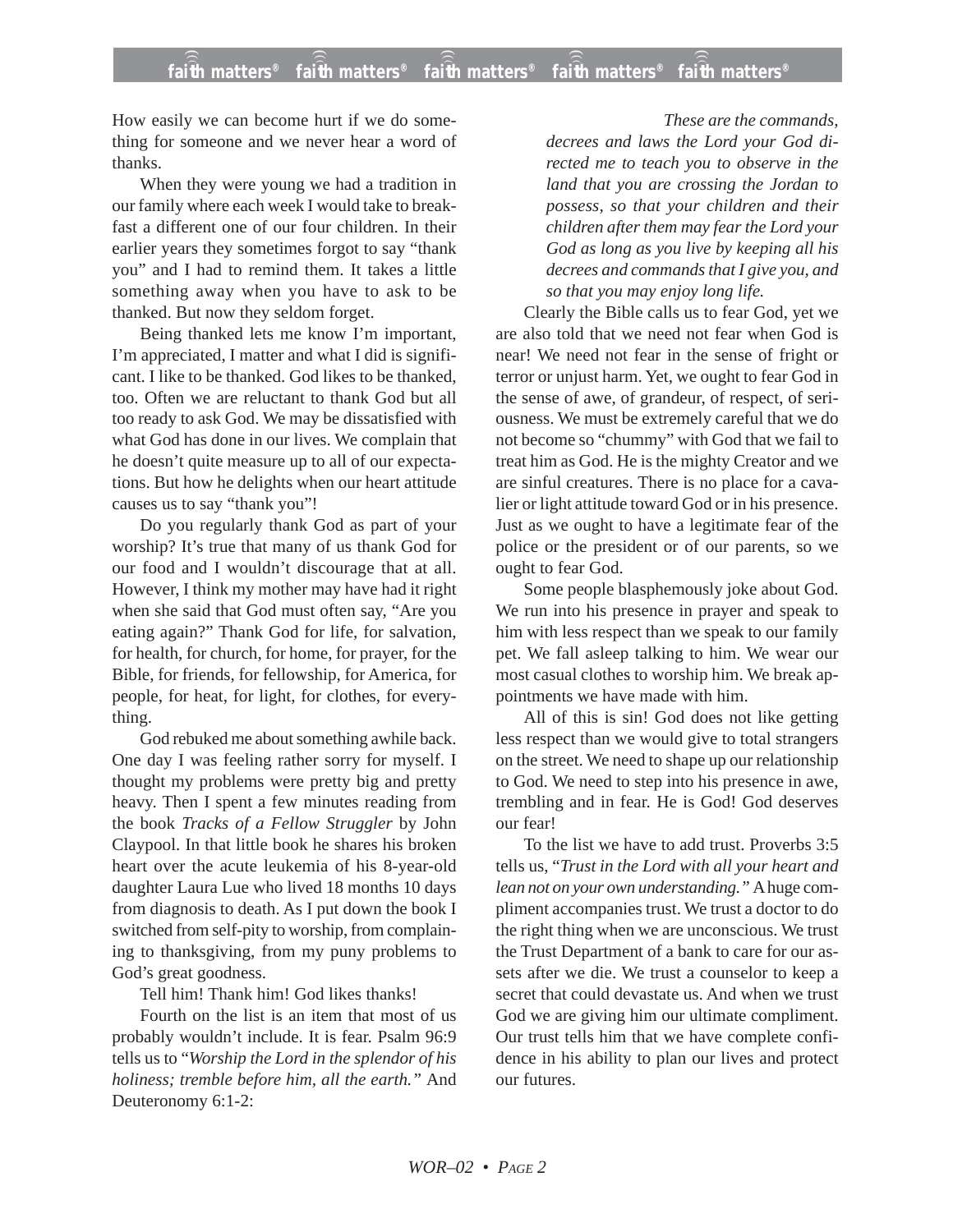How easily we can become hurt if we do something for someone and we never hear a word of thanks.

When they were young we had a tradition in our family where each week I would take to breakfast a different one of our four children. In their earlier years they sometimes forgot to say "thank you" and I had to remind them. It takes a little something away when you have to ask to be thanked. But now they seldom forget.

Being thanked lets me know I'm important, I'm appreciated, I matter and what I did is significant. I like to be thanked. God likes to be thanked, too. Often we are reluctant to thank God but all too ready to ask God. We may be dissatisfied with what God has done in our lives. We complain that he doesn't quite measure up to all of our expectations. But how he delights when our heart attitude causes us to say "thank you"!

Do you regularly thank God as part of your worship? It's true that many of us thank God for our food and I wouldn't discourage that at all. However, I think my mother may have had it right when she said that God must often say, "Are you eating again?" Thank God for life, for salvation, for health, for church, for home, for prayer, for the Bible, for friends, for fellowship, for America, for people, for heat, for light, for clothes, for everything.

God rebuked me about something awhile back. One day I was feeling rather sorry for myself. I thought my problems were pretty big and pretty heavy. Then I spent a few minutes reading from the book *Tracks of a Fellow Struggler* by John Claypool. In that little book he shares his broken heart over the acute leukemia of his 8-year-old daughter Laura Lue who lived 18 months 10 days from diagnosis to death. As I put down the book I switched from self-pity to worship, from complaining to thanksgiving, from my puny problems to God's great goodness.

Tell him! Thank him! God likes thanks!

Fourth on the list is an item that most of us probably wouldn't include. It is fear. Psalm 96:9 tells us to "*Worship the Lord in the splendor of his holiness; tremble before him, all the earth.*" And Deuteronomy 6:1-2:

> *These are the commands, decrees and laws the Lord your God directed me to teach you to observe in the land that you are crossing the Jordan to possess, so that your children and their children after them may fear the Lord your God as long as you live by keeping all his decrees and commands that I give you, and so that you may enjoy long life.*

Clearly the Bible calls us to fear God, yet we are also told that we need not fear when God is near! We need not fear in the sense of fright or terror or unjust harm. Yet, we ought to fear God in the sense of awe, of grandeur, of respect, of seriousness. We must be extremely careful that we do not become so "chummy" with God that we fail to treat him as God. He is the mighty Creator and we are sinful creatures. There is no place for a cavalier or light attitude toward God or in his presence. Just as we ought to have a legitimate fear of the police or the president or of our parents, so we ought to fear God.

Some people blasphemously joke about God. We run into his presence in prayer and speak to him with less respect than we speak to our family pet. We fall asleep talking to him. We wear our most casual clothes to worship him. We break appointments we have made with him.

All of this is sin! God does not like getting less respect than we would give to total strangers on the street. We need to shape up our relationship to God. We need to step into his presence in awe, trembling and in fear. He is God! God deserves our fear!

To the list we have to add trust. Proverbs 3:5 tells us, "*Trust in the Lord with all your heart and lean not on your own understanding.*" A huge compliment accompanies trust. We trust a doctor to do the right thing when we are unconscious. We trust the Trust Department of a bank to care for our assets after we die. We trust a counselor to keep a secret that could devastate us. And when we trust God we are giving him our ultimate compliment. Our trust tells him that we have complete confidence in his ability to plan our lives and protect our futures.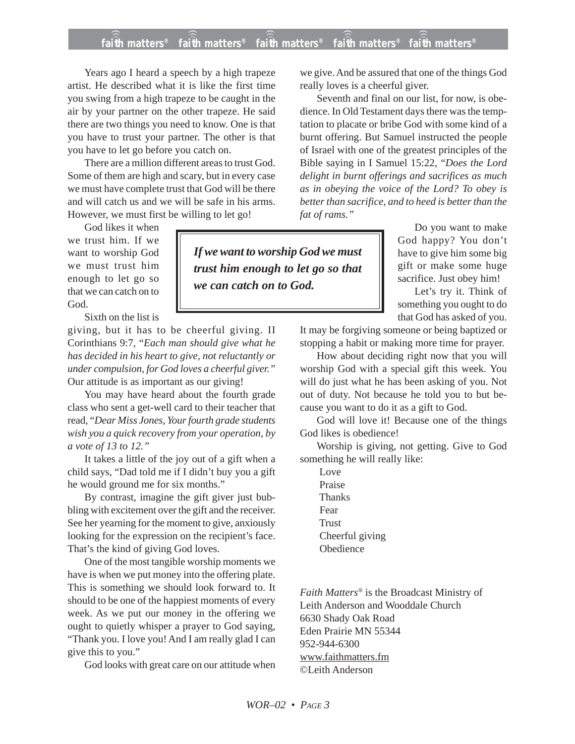Years ago I heard a speech by a high trapeze artist. He described what it is like the first time you swing from a high trapeze to be caught in the air by your partner on the other trapeze. He said there are two things you need to know. One is that you have to trust your partner. The other is that you have to let go before you catch on.

There are a million different areas to trust God. Some of them are high and scary, but in every case we must have complete trust that God will be there and will catch us and we will be safe in his arms. However, we must first be willing to let go!

God likes it when we trust him. If we want to worship God we must trust him enough to let go so that we can catch on to God.

***If we want to worship God we must trust him enough to let go so that we can catch on to God.***

Sixth on the list is giving, but it has to be cheerful giving. II Corinthians 9:7, "*Each man should give what he has decided in his heart to give, not reluctantly or under compulsion, for God loves a cheerful giver.*" Our attitude is as important as our giving!

You may have heard about the fourth grade class who sent a get-well card to their teacher that read, "*Dear Miss Jones, Your fourth grade students wish you a quick recovery from your operation, by a vote of 13 to 12.*"

It takes a little of the joy out of a gift when a child says, "Dad told me if I didn't buy you a gift he would ground me for six months."

By contrast, imagine the gift giver just bubbling with excitement over the gift and the receiver. See her yearning for the moment to give, anxiously looking for the expression on the recipient's face. That's the kind of giving God loves.

One of the most tangible worship moments we have is when we put money into the offering plate. This is something we should look forward to. It should to be one of the happiest moments of every week. As we put our money in the offering we ought to quietly whisper a prayer to God saying, "Thank you. I love you! And I am really glad I can give this to you."

God looks with great care on our attitude when we give. And be assured that one of the things God really loves is a cheerful giver.

Seventh and final on our list, for now, is obedience. In Old Testament days there was the temptation to placate or bribe God with some kind of a burnt offering. But Samuel instructed the people of Israel with one of the greatest principles of the Bible saying in I Samuel 15:22, "*Does the Lord delight in burnt offerings and sacrifices as much as in obeying the voice of the Lord? To obey is better than sacrifice, and to heed is better than the fat of rams.*"

Do you want to make God happy? You don't have to give him some big gift or make some huge sacrifice. Just obey him!

Let's try it. Think of something you ought to do that God has asked of you. It may be forgiving someone or being baptized or stopping a habit or making more time for prayer.

How about deciding right now that you will worship God with a special gift this week. You will do just what he has been asking of you. Not out of duty. Not because he told you to but because you want to do it as a gift to God.

God will love it! Because one of the things God likes is obedience!

Worship is giving, not getting. Give to God something he will really like:

Love
Praise
Thanks
Fear
Trust
Cheerful giving
Obedience

*Faith Matters*® is the Broadcast Ministry of
Leith Anderson and Wooddale Church
6630 Shady Oak Road
Eden Prairie MN 55344
952-944-6300
www.faithmatters.fm
©Leith Anderson